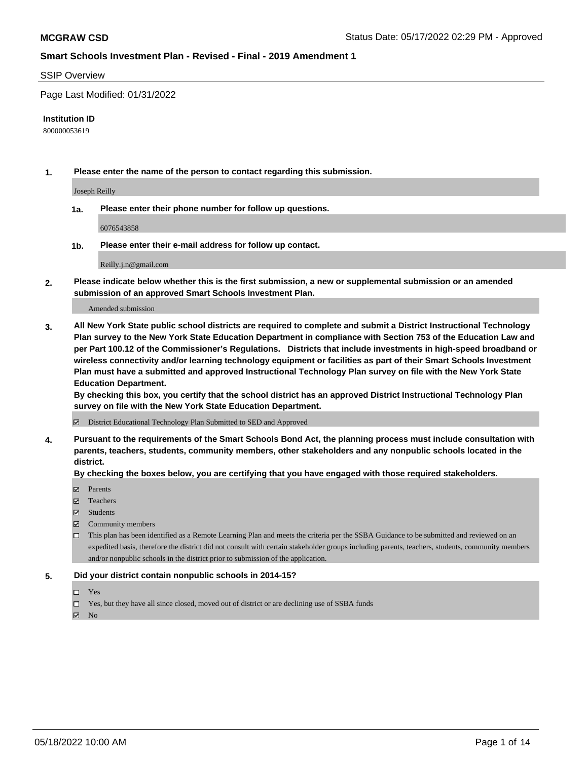# MCGRAW CSD

Status Date: 05/17/2022 02:29 PM - Approved

## Smart Schools Investment Plan - Revised - Final - 2019 Amendment 1

SSIP Overview

Page Last Modified: 01/31/2022

**Institution ID**

800000053619

**1. Please enter the name of the person to contact regarding this submission.**

Joseph Reilly

**1a. Please enter their phone number for follow up questions.**

6076543858

**1b. Please enter their e-mail address for follow up contact.**

Reilly.j.n@gmail.com

**2. Please indicate below whether this is the first submission, a new or supplemental submission or an amended submission of an approved Smart Schools Investment Plan.**

Amended submission

**3. All New York State public school districts are required to complete and submit a District Instructional Technology Plan survey to the New York State Education Department in compliance with Section 753 of the Education Law and per Part 100.12 of the Commissioner's Regulations. Districts that include investments in high-speed broadband or wireless connectivity and/or learning technology equipment or facilities as part of their Smart Schools Investment Plan must have a submitted and approved Instructional Technology Plan survey on file with the New York State Education Department.**
**By checking this box, you certify that the school district has an approved District Instructional Technology Plan survey on file with the New York State Education Department.**

- [x] District Educational Technology Plan Submitted to SED and Approved

**4. Pursuant to the requirements of the Smart Schools Bond Act, the planning process must include consultation with parents, teachers, students, community members, other stakeholders and any nonpublic schools located in the district.**
**By checking the boxes below, you are certifying that you have engaged with those required stakeholders.**

- [x] Parents
- [x] Teachers
- [x] Students
- [x] Community members
- [ ] This plan has been identified as a Remote Learning Plan and meets the criteria per the SSBA Guidance to be submitted and reviewed on an expedited basis, therefore the district did not consult with certain stakeholder groups including parents, teachers, students, community members and/or nonpublic schools in the district prior to submission of the application.

**5. Did your district contain nonpublic schools in 2014-15?**

- [ ] Yes
- [ ] Yes, but they have all since closed, moved out of district or are declining use of SSBA funds
- [x] No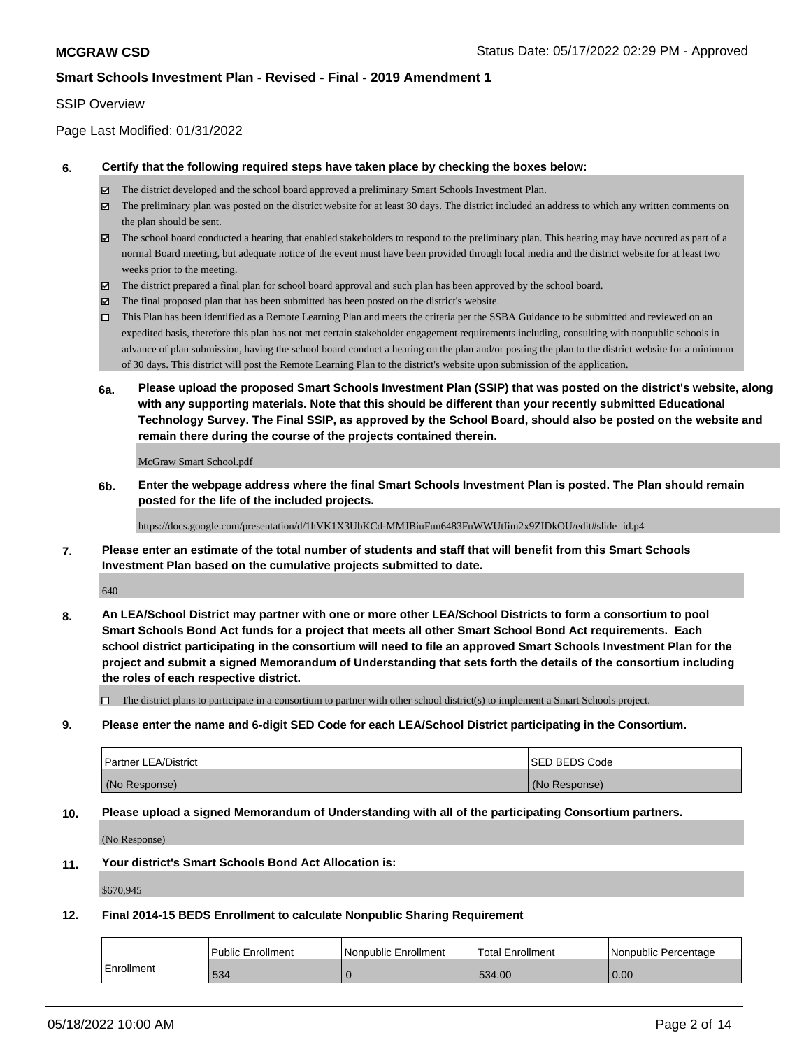SSIP Overview

Page Last Modified: 01/31/2022

**6. Certify that the following required steps have taken place by checking the boxes below:**

- ☑ The district developed and the school board approved a preliminary Smart Schools Investment Plan.
- ☑ The preliminary plan was posted on the district website for at least 30 days. The district included an address to which any written comments on the plan should be sent.
- ☑ The school board conducted a hearing that enabled stakeholders to respond to the preliminary plan. This hearing may have occured as part of a normal Board meeting, but adequate notice of the event must have been provided through local media and the district website for at least two weeks prior to the meeting.
- ☑ The district prepared a final plan for school board approval and such plan has been approved by the school board.
- ☑ The final proposed plan that has been submitted has been posted on the district's website.
- ☐ This Plan has been identified as a Remote Learning Plan and meets the criteria per the SSBA Guidance to be submitted and reviewed on an expedited basis, therefore this plan has not met certain stakeholder engagement requirements including, consulting with nonpublic schools in advance of plan submission, having the school board conduct a hearing on the plan and/or posting the plan to the district website for a minimum of 30 days. This district will post the Remote Learning Plan to the district's website upon submission of the application.

**6a. Please upload the proposed Smart Schools Investment Plan (SSIP) that was posted on the district's website, along with any supporting materials. Note that this should be different than your recently submitted Educational Technology Survey. The Final SSIP, as approved by the School Board, should also be posted on the website and remain there during the course of the projects contained therein.**

McGraw Smart School.pdf

**6b. Enter the webpage address where the final Smart Schools Investment Plan is posted. The Plan should remain posted for the life of the included projects.**

https://docs.google.com/presentation/d/1hVK1X3UbKCd-MMJBiuFun6483FuWWUtIim2x9ZIDkOU/edit#slide=id.p4

**7. Please enter an estimate of the total number of students and staff that will benefit from this Smart Schools Investment Plan based on the cumulative projects submitted to date.**

640

**8. An LEA/School District may partner with one or more other LEA/School Districts to form a consortium to pool Smart Schools Bond Act funds for a project that meets all other Smart School Bond Act requirements. Each school district participating in the consortium will need to file an approved Smart Schools Investment Plan for the project and submit a signed Memorandum of Understanding that sets forth the details of the consortium including the roles of each respective district.**

- ☐ The district plans to participate in a consortium to partner with other school district(s) to implement a Smart Schools project.

**9. Please enter the name and 6-digit SED Code for each LEA/School District participating in the Consortium.**

| Partner LEA/District | SED BEDS Code |
|---|---|
| (No Response) | (No Response) |

**10. Please upload a signed Memorandum of Understanding with all of the participating Consortium partners.**

(No Response)

**11. Your district's Smart Schools Bond Act Allocation is:**

$670,945

**12. Final 2014-15 BEDS Enrollment to calculate Nonpublic Sharing Requirement**

| | Public Enrollment | Nonpublic Enrollment | Total Enrollment | Nonpublic Percentage |
|---|---|---|---|---|
| Enrollment | 534 | 0 | 534.00 | 0.00 |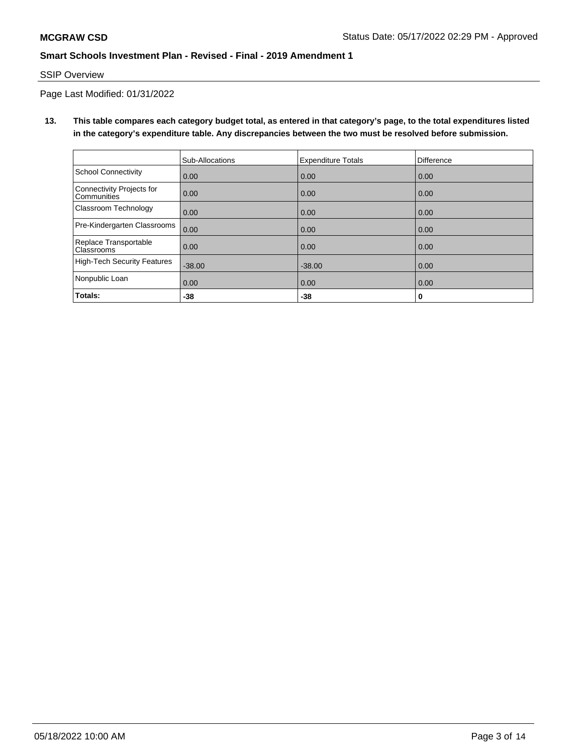SSIP Overview

Page Last Modified: 01/31/2022

**13. This table compares each category budget total, as entered in that category's page, to the total expenditures listed in the category's expenditure table. Any discrepancies between the two must be resolved before submission.**

| | Sub-Allocations | Expenditure Totals | Difference |
|---|---|---|---|
| School Connectivity | 0.00 | 0.00 | 0.00 |
| Connectivity Projects for Communities | 0.00 | 0.00 | 0.00 |
| Classroom Technology | 0.00 | 0.00 | 0.00 |
| Pre-Kindergarten Classrooms | 0.00 | 0.00 | 0.00 |
| Replace Transportable Classrooms | 0.00 | 0.00 | 0.00 |
| High-Tech Security Features | -38.00 | -38.00 | 0.00 |
| Nonpublic Loan | 0.00 | 0.00 | 0.00 |
| **Totals:** | **-38** | **-38** | **0** |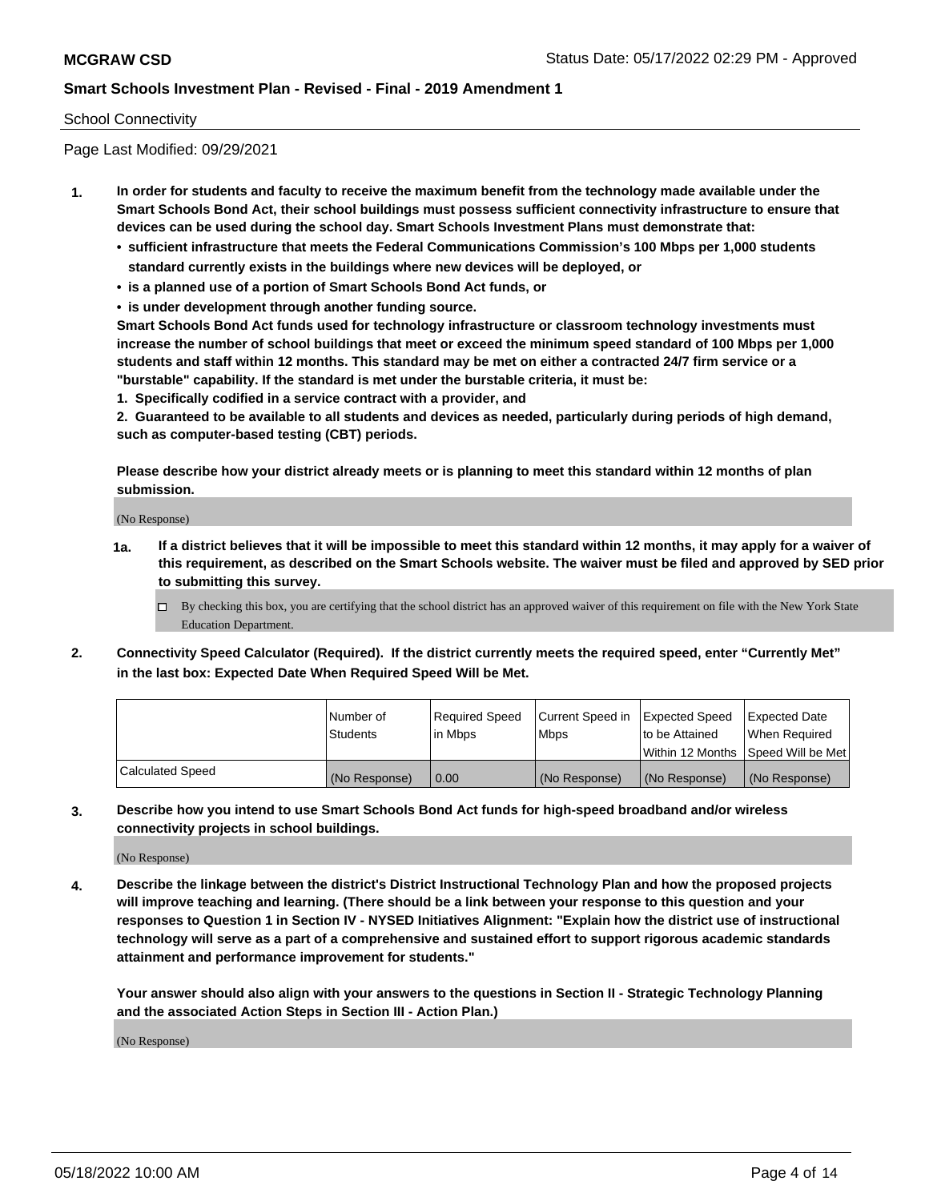School Connectivity

Page Last Modified: 09/29/2021

1. **In order for students and faculty to receive the maximum benefit from the technology made available under the Smart Schools Bond Act, their school buildings must possess sufficient connectivity infrastructure to ensure that devices can be used during the school day. Smart Schools Investment Plans must demonstrate that:**
   - **sufficient infrastructure that meets the Federal Communications Commission's 100 Mbps per 1,000 students standard currently exists in the buildings where new devices will be deployed, or**
   - **is a planned use of a portion of Smart Schools Bond Act funds, or**
   - **is under development through another funding source.**

   **Smart Schools Bond Act funds used for technology infrastructure or classroom technology investments must increase the number of school buildings that meet or exceed the minimum speed standard of 100 Mbps per 1,000 students and staff within 12 months. This standard may be met on either a contracted 24/7 firm service or a "burstable" capability. If the standard is met under the burstable criteria, it must be:**

   **1. Specifically codified in a service contract with a provider, and**

   **2. Guaranteed to be available to all students and devices as needed, particularly during periods of high demand, such as computer-based testing (CBT) periods.**

   **Please describe how your district already meets or is planning to meet this standard within 12 months of plan submission.**

   (No Response)

   **1a. If a district believes that it will be impossible to meet this standard within 12 months, it may apply for a waiver of this requirement, as described on the Smart Schools website. The waiver must be filed and approved by SED prior to submitting this survey.**

   ☐ By checking this box, you are certifying that the school district has an approved waiver of this requirement on file with the New York State Education Department.

2. **Connectivity Speed Calculator (Required). If the district currently meets the required speed, enter "Currently Met" in the last box: Expected Date When Required Speed Will be Met.**

|  | Number of Students | Required Speed in Mbps | Current Speed in Mbps | Expected Speed to be Attained Within 12 Months | Expected Date When Required Speed Will be Met |
|---|---|---|---|---|---|
| Calculated Speed | (No Response) | 0.00 | (No Response) | (No Response) | (No Response) |

3. **Describe how you intend to use Smart Schools Bond Act funds for high-speed broadband and/or wireless connectivity projects in school buildings.**

   (No Response)

4. **Describe the linkage between the district's District Instructional Technology Plan and how the proposed projects will improve teaching and learning. (There should be a link between your response to this question and your responses to Question 1 in Section IV - NYSED Initiatives Alignment: "Explain how the district use of instructional technology will serve as a part of a comprehensive and sustained effort to support rigorous academic standards attainment and performance improvement for students."**

   **Your answer should also align with your answers to the questions in Section II - Strategic Technology Planning and the associated Action Steps in Section III - Action Plan.)**

   (No Response)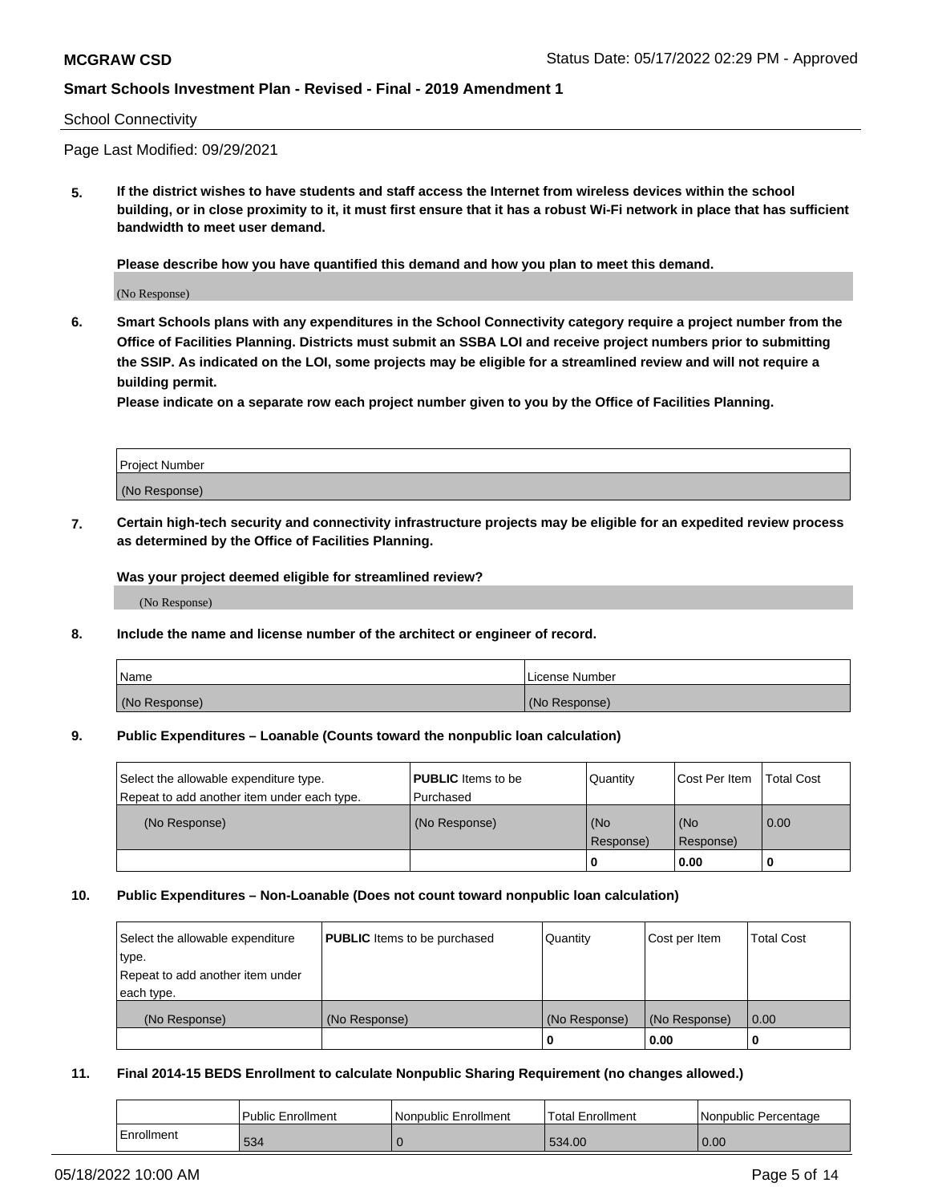School Connectivity

Page Last Modified: 09/29/2021

**5. If the district wishes to have students and staff access the Internet from wireless devices within the school building, or in close proximity to it, it must first ensure that it has a robust Wi-Fi network in place that has sufficient bandwidth to meet user demand.**

**Please describe how you have quantified this demand and how you plan to meet this demand.**

(No Response)

**6. Smart Schools plans with any expenditures in the School Connectivity category require a project number from the Office of Facilities Planning. Districts must submit an SSBA LOI and receive project numbers prior to submitting the SSIP. As indicated on the LOI, some projects may be eligible for a streamlined review and will not require a building permit.**

**Please indicate on a separate row each project number given to you by the Office of Facilities Planning.**

| Project Number |
|---|
| (No Response) |

**7. Certain high-tech security and connectivity infrastructure projects may be eligible for an expedited review process as determined by the Office of Facilities Planning.**

**Was your project deemed eligible for streamlined review?**

(No Response)

**8. Include the name and license number of the architect or engineer of record.**

| Name | License Number |
|---|---|
| (No Response) | (No Response) |

**9. Public Expenditures – Loanable (Counts toward the nonpublic loan calculation)**

| Select the allowable expenditure type. Repeat to add another item under each type. | **PUBLIC** Items to be Purchased | Quantity | Cost Per Item | Total Cost |
|---|---|---|---|---|
| (No Response) | (No Response) | (No Response) | (No Response) | 0.00 |
| | | **0** | **0.00** | **0** |

**10. Public Expenditures – Non-Loanable (Does not count toward nonpublic loan calculation)**

| Select the allowable expenditure type. Repeat to add another item under each type. | **PUBLIC** Items to be purchased | Quantity | Cost per Item | Total Cost |
|---|---|---|---|---|
| (No Response) | (No Response) | (No Response) | (No Response) | 0.00 |
| | | **0** | **0.00** | **0** |

**11. Final 2014-15 BEDS Enrollment to calculate Nonpublic Sharing Requirement (no changes allowed.)**

| | Public Enrollment | Nonpublic Enrollment | Total Enrollment | Nonpublic Percentage |
|---|---|---|---|---|
| Enrollment | 534 | 0 | 534.00 | 0.00 |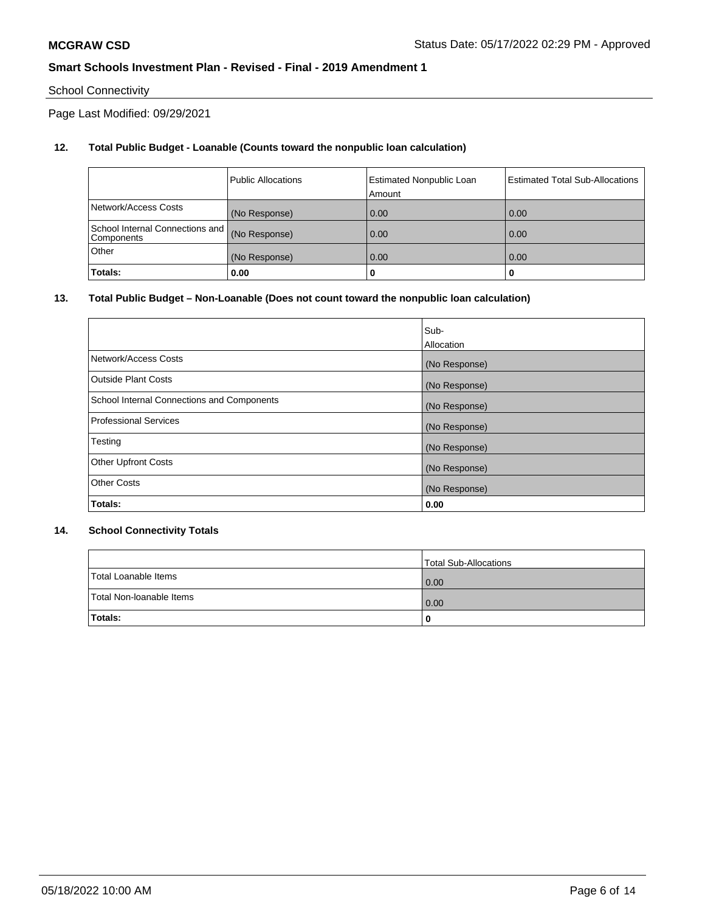School Connectivity

Page Last Modified: 09/29/2021

**12. Total Public Budget - Loanable (Counts toward the nonpublic loan calculation)**

| | Public Allocations | Estimated Nonpublic Loan Amount | Estimated Total Sub-Allocations |
|---|---|---|---|
| Network/Access Costs | (No Response) | 0.00 | 0.00 |
| School Internal Connections and Components | (No Response) | 0.00 | 0.00 |
| Other | (No Response) | 0.00 | 0.00 |
| **Totals:** | **0.00** | **0** | **0** |

**13. Total Public Budget – Non-Loanable (Does not count toward the nonpublic loan calculation)**

| | Sub-Allocation |
|---|---|
| Network/Access Costs | (No Response) |
| Outside Plant Costs | (No Response) |
| School Internal Connections and Components | (No Response) |
| Professional Services | (No Response) |
| Testing | (No Response) |
| Other Upfront Costs | (No Response) |
| Other Costs | (No Response) |
| **Totals:** | **0.00** |

**14. School Connectivity Totals**

| | Total Sub-Allocations |
|---|---|
| Total Loanable Items | 0.00 |
| Total Non-loanable Items | 0.00 |
| **Totals:** | **0** |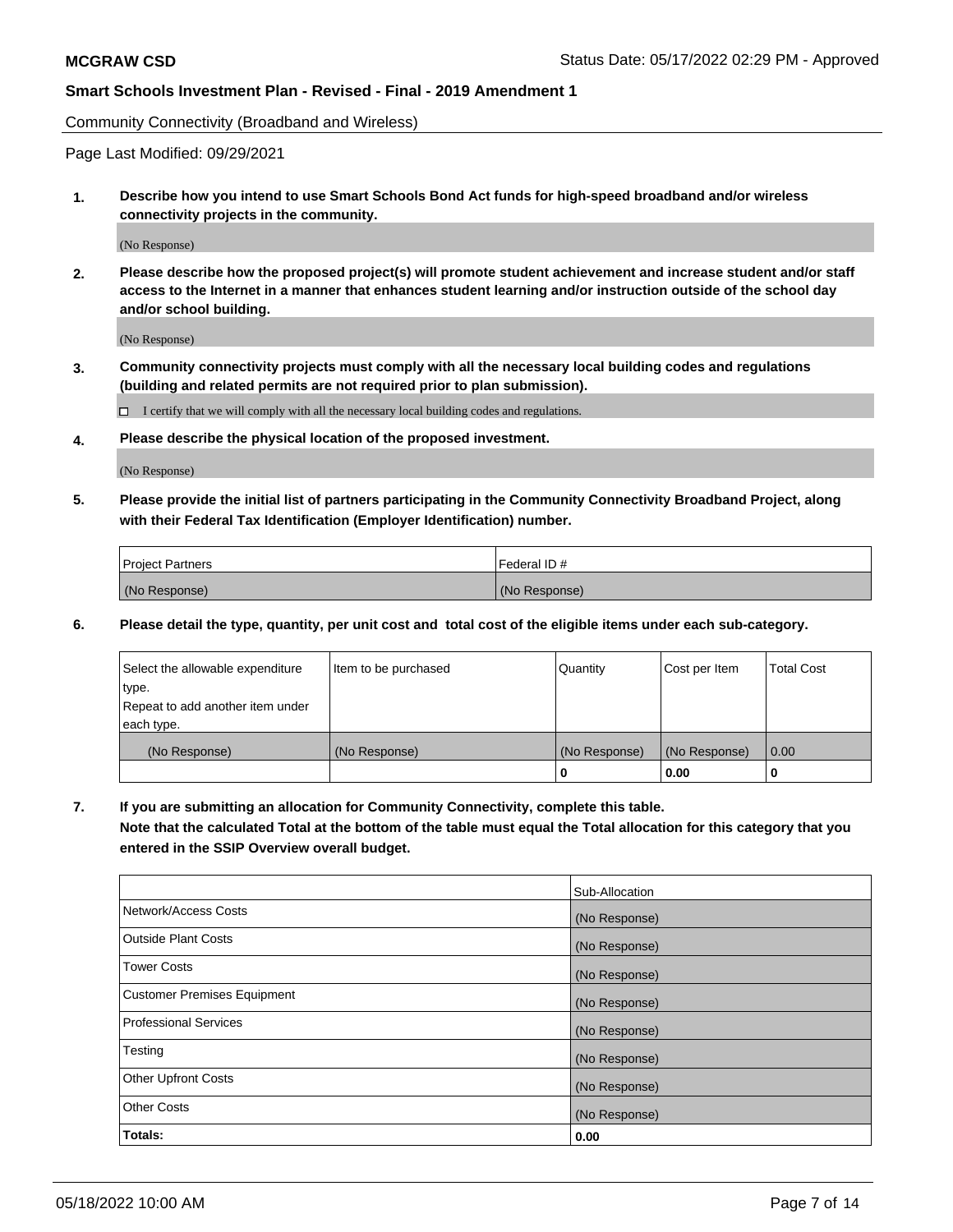Community Connectivity (Broadband and Wireless)

Page Last Modified: 09/29/2021

**1. Describe how you intend to use Smart Schools Bond Act funds for high-speed broadband and/or wireless connectivity projects in the community.**

(No Response)

**2. Please describe how the proposed project(s) will promote student achievement and increase student and/or staff access to the Internet in a manner that enhances student learning and/or instruction outside of the school day and/or school building.**

(No Response)

**3. Community connectivity projects must comply with all the necessary local building codes and regulations (building and related permits are not required prior to plan submission).**

☐ I certify that we will comply with all the necessary local building codes and regulations.

**4. Please describe the physical location of the proposed investment.**

(No Response)

**5. Please provide the initial list of partners participating in the Community Connectivity Broadband Project, along with their Federal Tax Identification (Employer Identification) number.**

| Project Partners | Federal ID # |
|---|---|
| (No Response) | (No Response) |

**6. Please detail the type, quantity, per unit cost and total cost of the eligible items under each sub-category.**

| Select the allowable expenditure type. Repeat to add another item under each type. | Item to be purchased | Quantity | Cost per Item | Total Cost |
|---|---|---|---|---|
| (No Response) | (No Response) | (No Response) | (No Response) | 0.00 |
| | | 0 | 0.00 | 0 |

**7. If you are submitting an allocation for Community Connectivity, complete this table. Note that the calculated Total at the bottom of the table must equal the Total allocation for this category that you entered in the SSIP Overview overall budget.**

| | Sub-Allocation |
|---|---|
| Network/Access Costs | (No Response) |
| Outside Plant Costs | (No Response) |
| Tower Costs | (No Response) |
| Customer Premises Equipment | (No Response) |
| Professional Services | (No Response) |
| Testing | (No Response) |
| Other Upfront Costs | (No Response) |
| Other Costs | (No Response) |
| **Totals:** | **0.00** |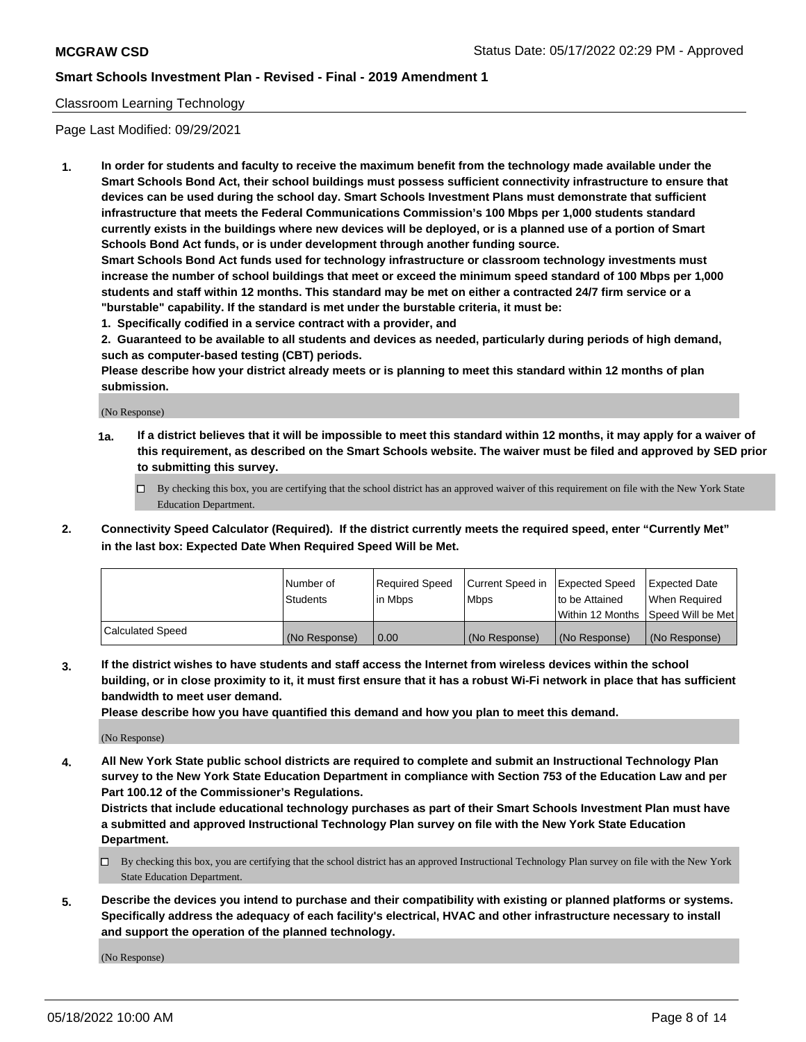Classroom Learning Technology

Page Last Modified: 09/29/2021

**1. In order for students and faculty to receive the maximum benefit from the technology made available under the Smart Schools Bond Act, their school buildings must possess sufficient connectivity infrastructure to ensure that devices can be used during the school day. Smart Schools Investment Plans must demonstrate that sufficient infrastructure that meets the Federal Communications Commission's 100 Mbps per 1,000 students standard currently exists in the buildings where new devices will be deployed, or is a planned use of a portion of Smart Schools Bond Act funds, or is under development through another funding source.**

**Smart Schools Bond Act funds used for technology infrastructure or classroom technology investments must increase the number of school buildings that meet or exceed the minimum speed standard of 100 Mbps per 1,000 students and staff within 12 months. This standard may be met on either a contracted 24/7 firm service or a "burstable" capability. If the standard is met under the burstable criteria, it must be:**

**1. Specifically codified in a service contract with a provider, and**

**2. Guaranteed to be available to all students and devices as needed, particularly during periods of high demand, such as computer-based testing (CBT) periods.**

**Please describe how your district already meets or is planning to meet this standard within 12 months of plan submission.**

(No Response)

**1a. If a district believes that it will be impossible to meet this standard within 12 months, it may apply for a waiver of this requirement, as described on the Smart Schools website. The waiver must be filed and approved by SED prior to submitting this survey.**

☐ By checking this box, you are certifying that the school district has an approved waiver of this requirement on file with the New York State Education Department.

**2. Connectivity Speed Calculator (Required). If the district currently meets the required speed, enter "Currently Met" in the last box: Expected Date When Required Speed Will be Met.**

| | Number of Students | Required Speed in Mbps | Current Speed in Mbps | Expected Speed to be Attained Within 12 Months | Expected Date When Required Speed Will be Met |
|---|---|---|---|---|---|
| Calculated Speed | (No Response) | 0.00 | (No Response) | (No Response) | (No Response) |

**3. If the district wishes to have students and staff access the Internet from wireless devices within the school building, or in close proximity to it, it must first ensure that it has a robust Wi-Fi network in place that has sufficient bandwidth to meet user demand.**

**Please describe how you have quantified this demand and how you plan to meet this demand.**

(No Response)

**4. All New York State public school districts are required to complete and submit an Instructional Technology Plan survey to the New York State Education Department in compliance with Section 753 of the Education Law and per Part 100.12 of the Commissioner's Regulations.**

**Districts that include educational technology purchases as part of their Smart Schools Investment Plan must have a submitted and approved Instructional Technology Plan survey on file with the New York State Education Department.**

☐ By checking this box, you are certifying that the school district has an approved Instructional Technology Plan survey on file with the New York State Education Department.

**5. Describe the devices you intend to purchase and their compatibility with existing or planned platforms or systems. Specifically address the adequacy of each facility's electrical, HVAC and other infrastructure necessary to install and support the operation of the planned technology.**

(No Response)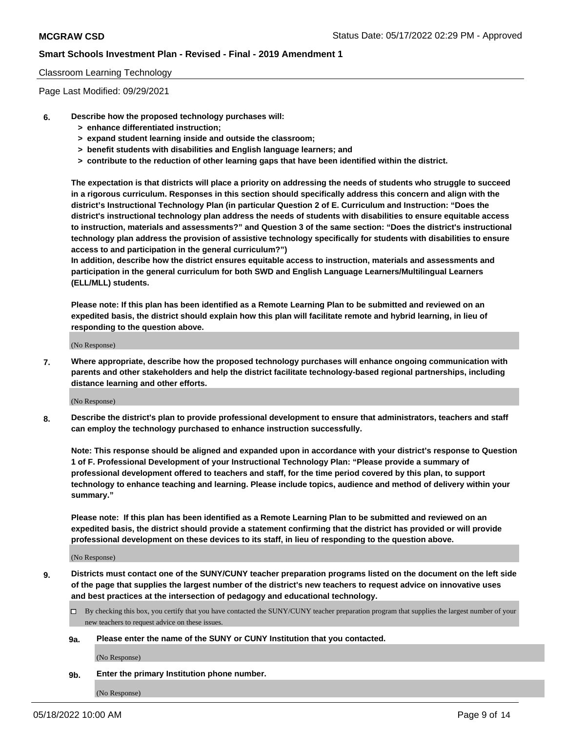Classroom Learning Technology

Page Last Modified: 09/29/2021

**6. Describe how the proposed technology purchases will:**
- **> enhance differentiated instruction;**
- **> expand student learning inside and outside the classroom;**
- **> benefit students with disabilities and English language learners; and**
- **> contribute to the reduction of other learning gaps that have been identified within the district.**

**The expectation is that districts will place a priority on addressing the needs of students who struggle to succeed in a rigorous curriculum. Responses in this section should specifically address this concern and align with the district's Instructional Technology Plan (in particular Question 2 of E. Curriculum and Instruction: "Does the district's instructional technology plan address the needs of students with disabilities to ensure equitable access to instruction, materials and assessments?" and Question 3 of the same section: "Does the district's instructional technology plan address the provision of assistive technology specifically for students with disabilities to ensure access to and participation in the general curriculum?")**

**In addition, describe how the district ensures equitable access to instruction, materials and assessments and participation in the general curriculum for both SWD and English Language Learners/Multilingual Learners (ELL/MLL) students.**

**Please note: If this plan has been identified as a Remote Learning Plan to be submitted and reviewed on an expedited basis, the district should explain how this plan will facilitate remote and hybrid learning, in lieu of responding to the question above.**

(No Response)

**7. Where appropriate, describe how the proposed technology purchases will enhance ongoing communication with parents and other stakeholders and help the district facilitate technology-based regional partnerships, including distance learning and other efforts.**

(No Response)

**8. Describe the district's plan to provide professional development to ensure that administrators, teachers and staff can employ the technology purchased to enhance instruction successfully.**

**Note: This response should be aligned and expanded upon in accordance with your district's response to Question 1 of F. Professional Development of your Instructional Technology Plan: "Please provide a summary of professional development offered to teachers and staff, for the time period covered by this plan, to support technology to enhance teaching and learning. Please include topics, audience and method of delivery within your summary."**

**Please note: If this plan has been identified as a Remote Learning Plan to be submitted and reviewed on an expedited basis, the district should provide a statement confirming that the district has provided or will provide professional development on these devices to its staff, in lieu of responding to the question above.**

(No Response)

**9. Districts must contact one of the SUNY/CUNY teacher preparation programs listed on the document on the left side of the page that supplies the largest number of the district's new teachers to request advice on innovative uses and best practices at the intersection of pedagogy and educational technology.**

☐ By checking this box, you certify that you have contacted the SUNY/CUNY teacher preparation program that supplies the largest number of your new teachers to request advice on these issues.

**9a. Please enter the name of the SUNY or CUNY Institution that you contacted.**

(No Response)

**9b. Enter the primary Institution phone number.**

(No Response)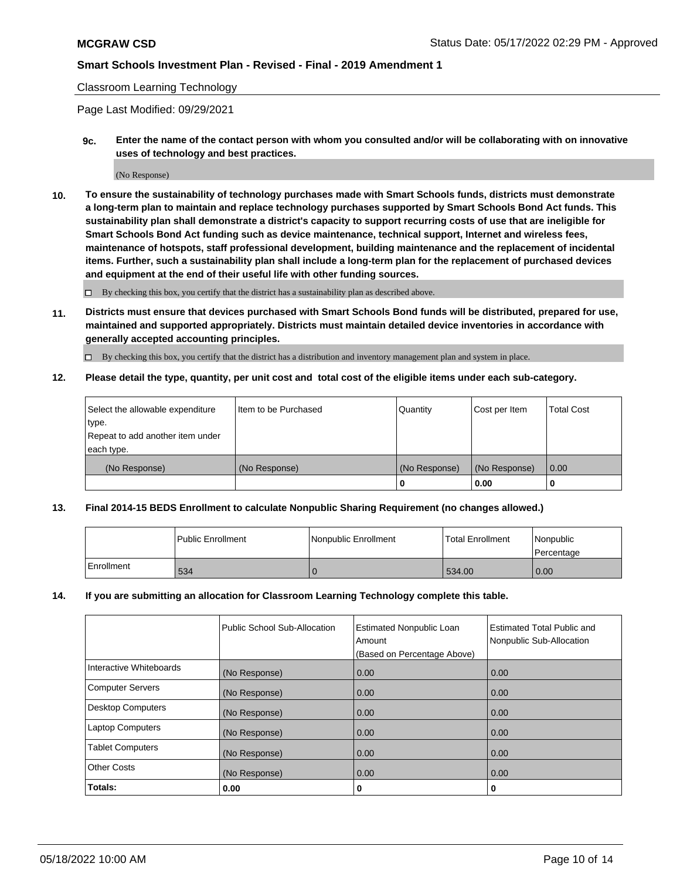Classroom Learning Technology

Page Last Modified: 09/29/2021

**9c. Enter the name of the contact person with whom you consulted and/or will be collaborating with on innovative uses of technology and best practices.**

(No Response)

**10. To ensure the sustainability of technology purchases made with Smart Schools funds, districts must demonstrate a long-term plan to maintain and replace technology purchases supported by Smart Schools Bond Act funds. This sustainability plan shall demonstrate a district's capacity to support recurring costs of use that are ineligible for Smart Schools Bond Act funding such as device maintenance, technical support, Internet and wireless fees, maintenance of hotspots, staff professional development, building maintenance and the replacement of incidental items. Further, such a sustainability plan shall include a long-term plan for the replacement of purchased devices and equipment at the end of their useful life with other funding sources.**

☐ By checking this box, you certify that the district has a sustainability plan as described above.

**11. Districts must ensure that devices purchased with Smart Schools Bond funds will be distributed, prepared for use, maintained and supported appropriately. Districts must maintain detailed device inventories in accordance with generally accepted accounting principles.**

☐ By checking this box, you certify that the district has a distribution and inventory management plan and system in place.

**12. Please detail the type, quantity, per unit cost and total cost of the eligible items under each sub-category.**

| Select the allowable expenditure type. Repeat to add another item under each type. | Item to be Purchased | Quantity | Cost per Item | Total Cost |
|---|---|---|---|---|
| (No Response) | (No Response) | (No Response) | (No Response) | 0.00 |
| | | 0 | 0.00 | 0 |

**13. Final 2014-15 BEDS Enrollment to calculate Nonpublic Sharing Requirement (no changes allowed.)**

| | Public Enrollment | Nonpublic Enrollment | Total Enrollment | Nonpublic Percentage |
|---|---|---|---|---|
| Enrollment | 534 | 0 | 534.00 | 0.00 |

**14. If you are submitting an allocation for Classroom Learning Technology complete this table.**

| | Public School Sub-Allocation | Estimated Nonpublic Loan Amount (Based on Percentage Above) | Estimated Total Public and Nonpublic Sub-Allocation |
|---|---|---|---|
| Interactive Whiteboards | (No Response) | 0.00 | 0.00 |
| Computer Servers | (No Response) | 0.00 | 0.00 |
| Desktop Computers | (No Response) | 0.00 | 0.00 |
| Laptop Computers | (No Response) | 0.00 | 0.00 |
| Tablet Computers | (No Response) | 0.00 | 0.00 |
| Other Costs | (No Response) | 0.00 | 0.00 |
| **Totals:** | 0.00 | 0 | 0 |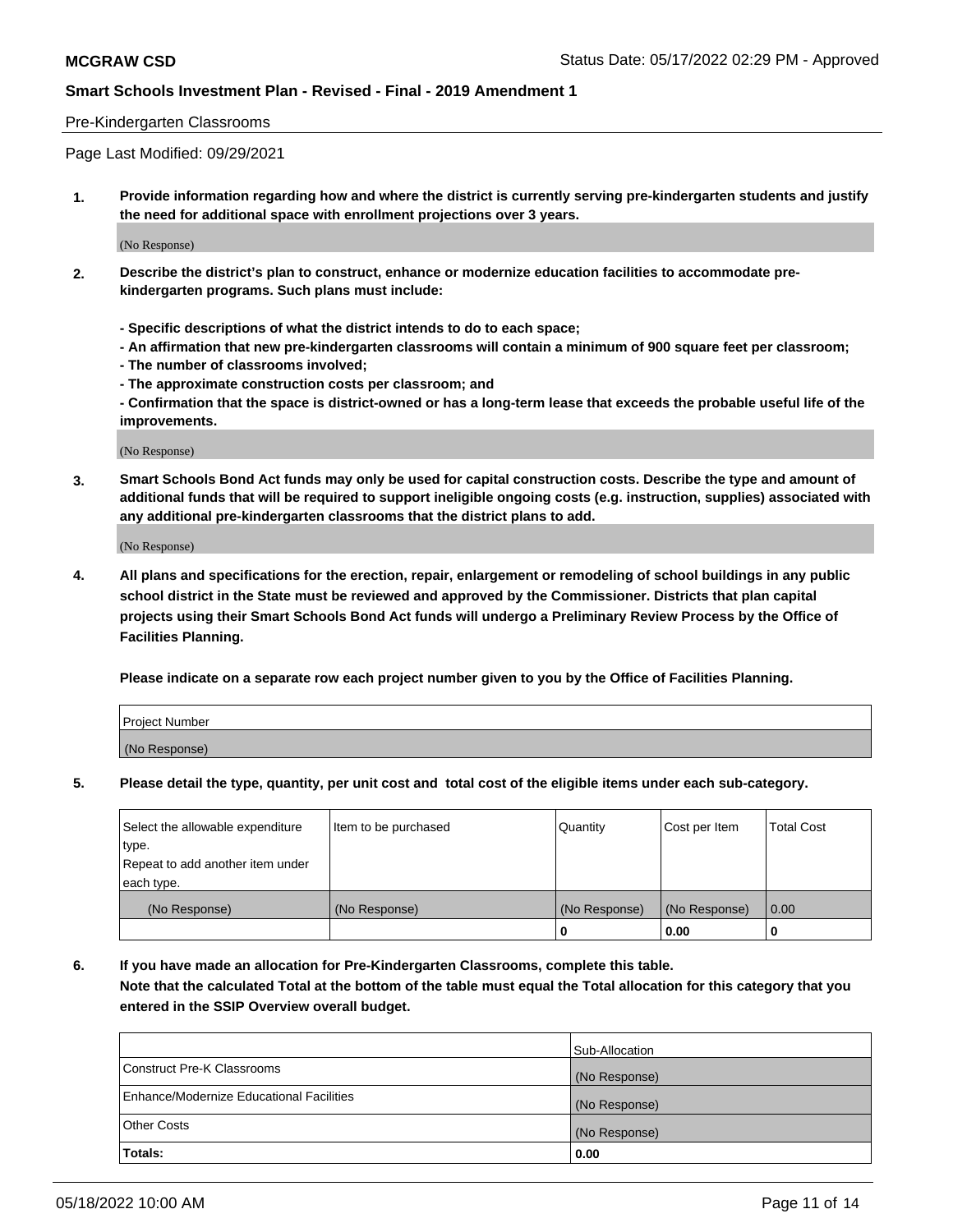## Pre-Kindergarten Classrooms

Page Last Modified: 09/29/2021

**1. Provide information regarding how and where the district is currently serving pre-kindergarten students and justify the need for additional space with enrollment projections over 3 years.**

(No Response)

**2. Describe the district's plan to construct, enhance or modernize education facilities to accommodate pre-kindergarten programs. Such plans must include:**

**- Specific descriptions of what the district intends to do to each space;**
**- An affirmation that new pre-kindergarten classrooms will contain a minimum of 900 square feet per classroom;**
**- The number of classrooms involved;**
**- The approximate construction costs per classroom; and**
**- Confirmation that the space is district-owned or has a long-term lease that exceeds the probable useful life of the improvements.**

(No Response)

**3. Smart Schools Bond Act funds may only be used for capital construction costs. Describe the type and amount of additional funds that will be required to support ineligible ongoing costs (e.g. instruction, supplies) associated with any additional pre-kindergarten classrooms that the district plans to add.**

(No Response)

**4. All plans and specifications for the erection, repair, enlargement or remodeling of school buildings in any public school district in the State must be reviewed and approved by the Commissioner. Districts that plan capital projects using their Smart Schools Bond Act funds will undergo a Preliminary Review Process by the Office of Facilities Planning.**

**Please indicate on a separate row each project number given to you by the Office of Facilities Planning.**

| Project Number |
|---|
| (No Response) |

**5. Please detail the type, quantity, per unit cost and total cost of the eligible items under each sub-category.**

| Select the allowable expenditure type. Repeat to add another item under each type. | Item to be purchased | Quantity | Cost per Item | Total Cost |
|---|---|---|---|---|
| (No Response) | (No Response) | (No Response) | (No Response) | 0.00 |
| | | 0 | 0.00 | 0 |

**6. If you have made an allocation for Pre-Kindergarten Classrooms, complete this table. Note that the calculated Total at the bottom of the table must equal the Total allocation for this category that you entered in the SSIP Overview overall budget.**

| | Sub-Allocation |
|---|---|
| Construct Pre-K Classrooms | (No Response) |
| Enhance/Modernize Educational Facilities | (No Response) |
| Other Costs | (No Response) |
| **Totals:** | **0.00** |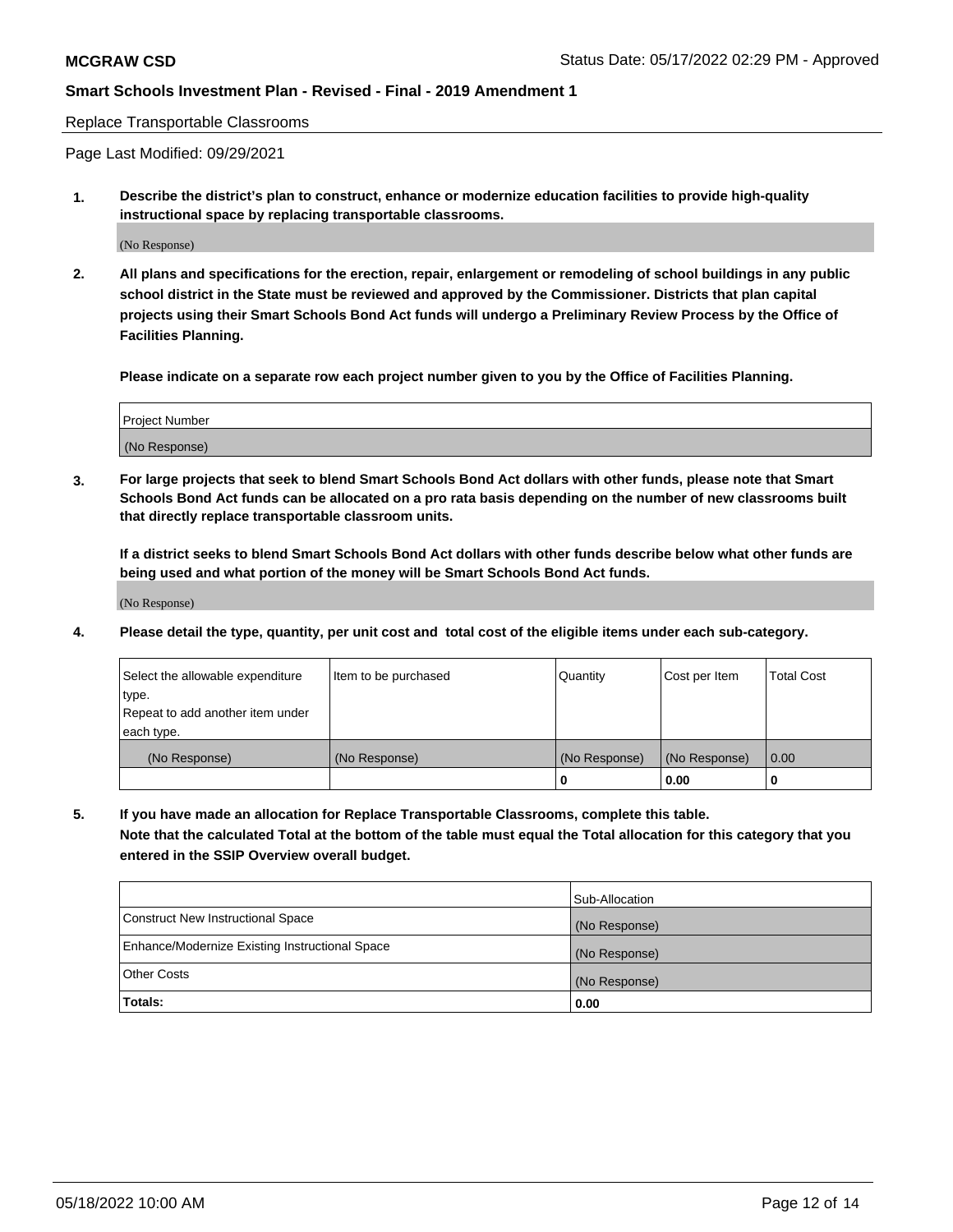Replace Transportable Classrooms

Page Last Modified: 09/29/2021

**1. Describe the district's plan to construct, enhance or modernize education facilities to provide high-quality instructional space by replacing transportable classrooms.**

(No Response)

**2. All plans and specifications for the erection, repair, enlargement or remodeling of school buildings in any public school district in the State must be reviewed and approved by the Commissioner. Districts that plan capital projects using their Smart Schools Bond Act funds will undergo a Preliminary Review Process by the Office of Facilities Planning.**

**Please indicate on a separate row each project number given to you by the Office of Facilities Planning.**

| Project Number |
| --- |
| (No Response) |

**3. For large projects that seek to blend Smart Schools Bond Act dollars with other funds, please note that Smart Schools Bond Act funds can be allocated on a pro rata basis depending on the number of new classrooms built that directly replace transportable classroom units.**

**If a district seeks to blend Smart Schools Bond Act dollars with other funds describe below what other funds are being used and what portion of the money will be Smart Schools Bond Act funds.**

(No Response)

**4. Please detail the type, quantity, per unit cost and total cost of the eligible items under each sub-category.**

| Select the allowable expenditure type. Repeat to add another item under each type. | Item to be purchased | Quantity | Cost per Item | Total Cost |
| --- | --- | --- | --- | --- |
| (No Response) | (No Response) | (No Response) | (No Response) | 0.00 |
| | | 0 | 0.00 | 0 |

**5. If you have made an allocation for Replace Transportable Classrooms, complete this table. Note that the calculated Total at the bottom of the table must equal the Total allocation for this category that you entered in the SSIP Overview overall budget.**

| | Sub-Allocation |
| --- | --- |
| Construct New Instructional Space | (No Response) |
| Enhance/Modernize Existing Instructional Space | (No Response) |
| Other Costs | (No Response) |
| **Totals:** | 0.00 |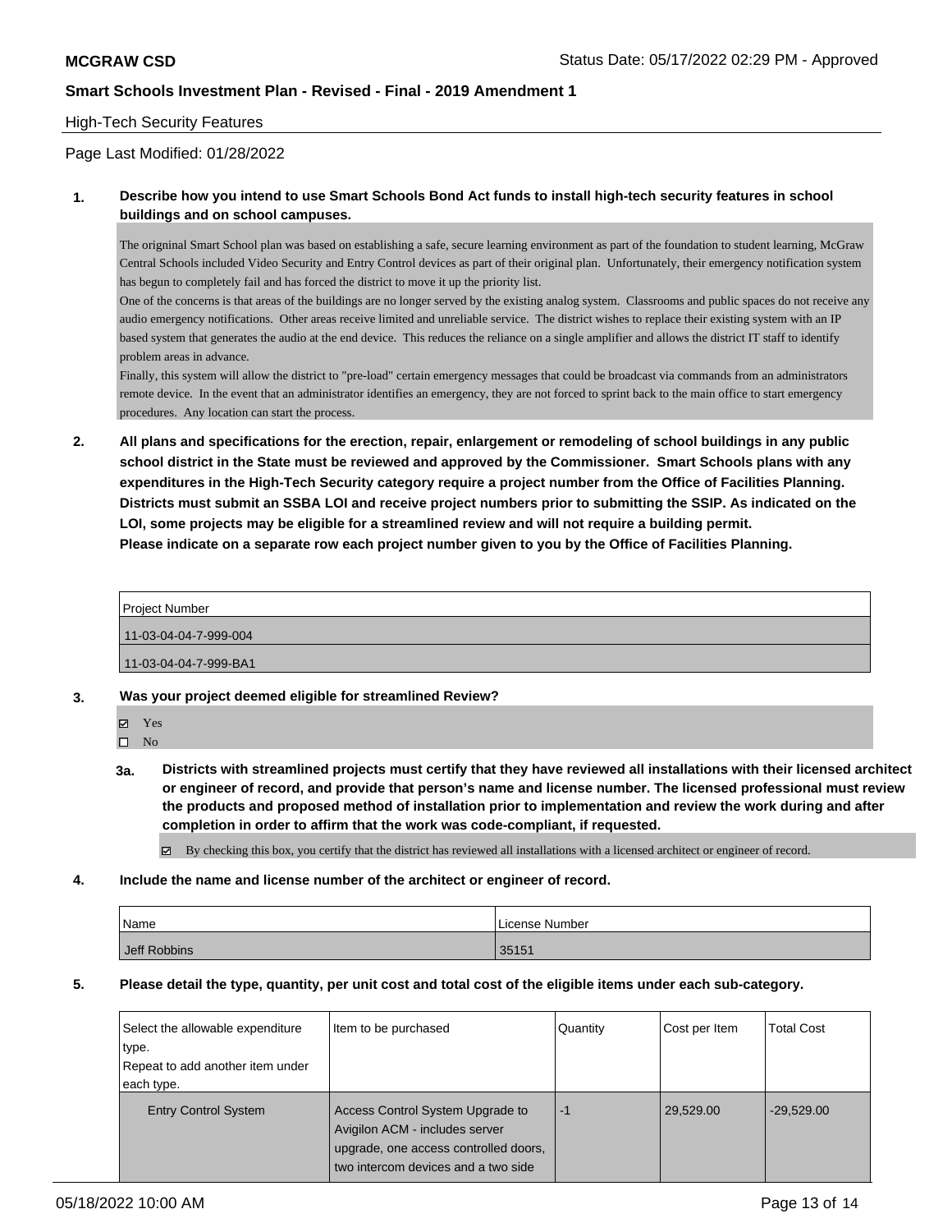High-Tech Security Features

Page Last Modified: 01/28/2022

**1. Describe how you intend to use Smart Schools Bond Act funds to install high-tech security features in school buildings and on school campuses.**

The origninal Smart School plan was based on establishing a safe, secure learning environment as part of the foundation to student learning, McGraw Central Schools included Video Security and Entry Control devices as part of their original plan. Unfortunately, their emergency notification system has begun to completely fail and has forced the district to move it up the priority list.

One of the concerns is that areas of the buildings are no longer served by the existing analog system. Classrooms and public spaces do not receive any audio emergency notifications. Other areas receive limited and unreliable service. The district wishes to replace their existing system with an IP based system that generates the audio at the end device. This reduces the reliance on a single amplifier and allows the district IT staff to identify problem areas in advance.

Finally, this system will allow the district to "pre-load" certain emergency messages that could be broadcast via commands from an administrators remote device. In the event that an administrator identifies an emergency, they are not forced to sprint back to the main office to start emergency procedures. Any location can start the process.

**2. All plans and specifications for the erection, repair, enlargement or remodeling of school buildings in any public school district in the State must be reviewed and approved by the Commissioner. Smart Schools plans with any expenditures in the High-Tech Security category require a project number from the Office of Facilities Planning. Districts must submit an SSBA LOI and receive project numbers prior to submitting the SSIP. As indicated on the LOI, some projects may be eligible for a streamlined review and will not require a building permit.**
**Please indicate on a separate row each project number given to you by the Office of Facilities Planning.**

| Project Number |
|---|
| 11-03-04-04-7-999-004 |
| 11-03-04-04-7-999-BA1 |

**3. Was your project deemed eligible for streamlined Review?**

☑ Yes
☐ No

**3a. Districts with streamlined projects must certify that they have reviewed all installations with their licensed architect or engineer of record, and provide that person's name and license number. The licensed professional must review the products and proposed method of installation prior to implementation and review the work during and after completion in order to affirm that the work was code-compliant, if requested.**

☑ By checking this box, you certify that the district has reviewed all installations with a licensed architect or engineer of record.

**4. Include the name and license number of the architect or engineer of record.**

| Name | License Number |
|---|---|
| Jeff Robbins | 35151 |

**5. Please detail the type, quantity, per unit cost and total cost of the eligible items under each sub-category.**

| Select the allowable expenditure type. Repeat to add another item under each type. | Item to be purchased | Quantity | Cost per Item | Total Cost |
|---|---|---|---|---|
| Entry Control System | Access Control System Upgrade to Avigilon ACM - includes server upgrade, one access controlled doors, two intercom devices and a two side | -1 | 29,529.00 | -29,529.00 |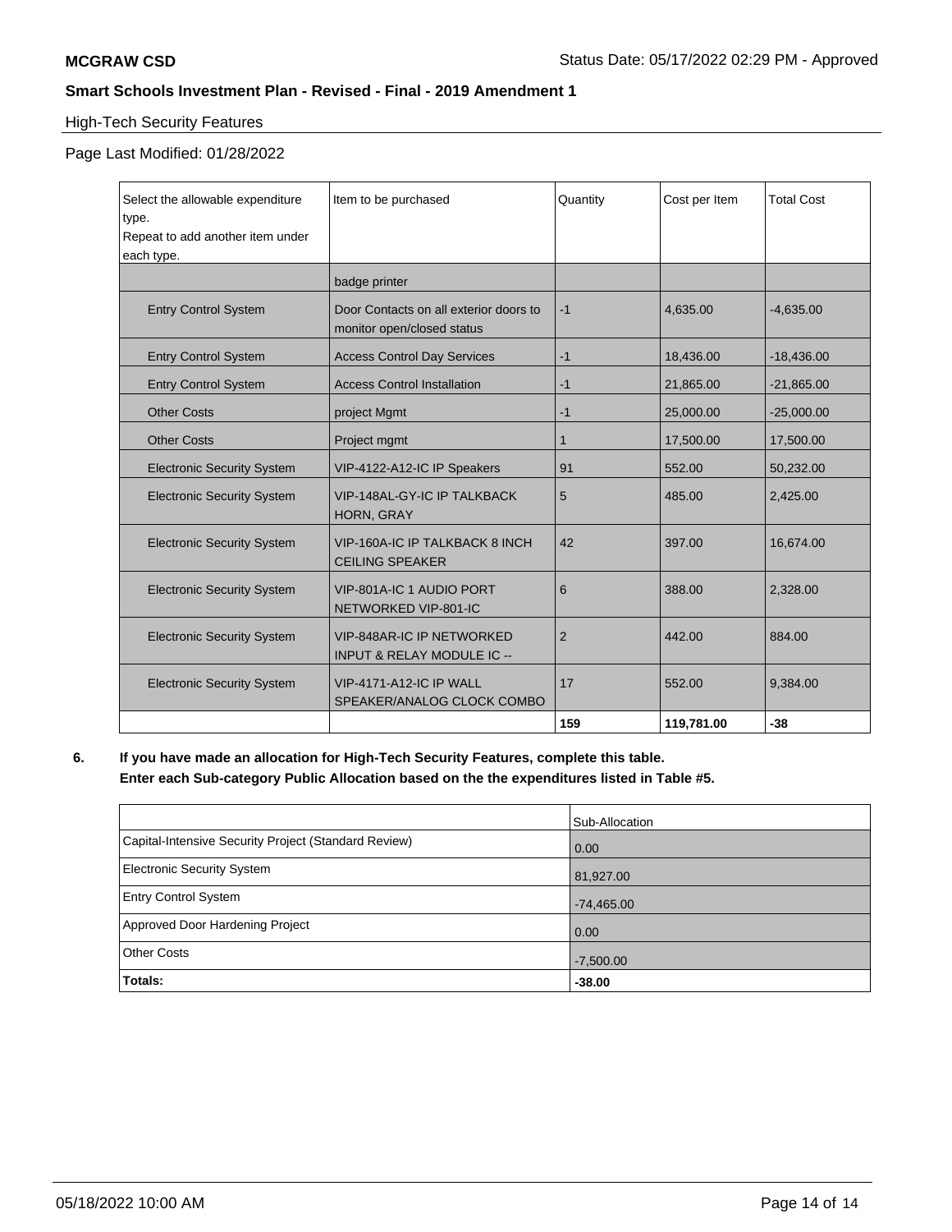**MCGRAW CSD** Status Date: 05/17/2022 02:29 PM - Approved

**Smart Schools Investment Plan - Revised - Final - 2019 Amendment 1**

High-Tech Security Features

Page Last Modified: 01/28/2022

| Select the allowable expenditure type. Repeat to add another item under each type. | Item to be purchased | Quantity | Cost per Item | Total Cost |
|---|---|---|---|---|
| | badge printer | | | |
| Entry Control System | Door Contacts on all exterior doors to monitor open/closed status | -1 | 4,635.00 | -4,635.00 |
| Entry Control System | Access Control Day Services | -1 | 18,436.00 | -18,436.00 |
| Entry Control System | Access Control Installation | -1 | 21,865.00 | -21,865.00 |
| Other Costs | project Mgmt | -1 | 25,000.00 | -25,000.00 |
| Other Costs | Project mgmt | 1 | 17,500.00 | 17,500.00 |
| Electronic Security System | VIP-4122-A12-IC IP Speakers | 91 | 552.00 | 50,232.00 |
| Electronic Security System | VIP-148AL-GY-IC IP TALKBACK HORN, GRAY | 5 | 485.00 | 2,425.00 |
| Electronic Security System | VIP-160A-IC IP TALKBACK 8 INCH CEILING SPEAKER | 42 | 397.00 | 16,674.00 |
| Electronic Security System | VIP-801A-IC 1 AUDIO PORT NETWORKED VIP-801-IC | 6 | 388.00 | 2,328.00 |
| Electronic Security System | VIP-848AR-IC IP NETWORKED INPUT & RELAY MODULE IC -- | 2 | 442.00 | 884.00 |
| Electronic Security System | VIP-4171-A12-IC IP WALL SPEAKER/ANALOG CLOCK COMBO | 17 | 552.00 | 9,384.00 |
| | | **159** | **119,781.00** | **-38** |

**6. If you have made an allocation for High-Tech Security Features, complete this table. Enter each Sub-category Public Allocation based on the the expenditures listed in Table #5.**

| | Sub-Allocation |
|---|---|
| Capital-Intensive Security Project (Standard Review) | 0.00 |
| Electronic Security System | 81,927.00 |
| Entry Control System | -74,465.00 |
| Approved Door Hardening Project | 0.00 |
| Other Costs | -7,500.00 |
| **Totals:** | **-38.00** |